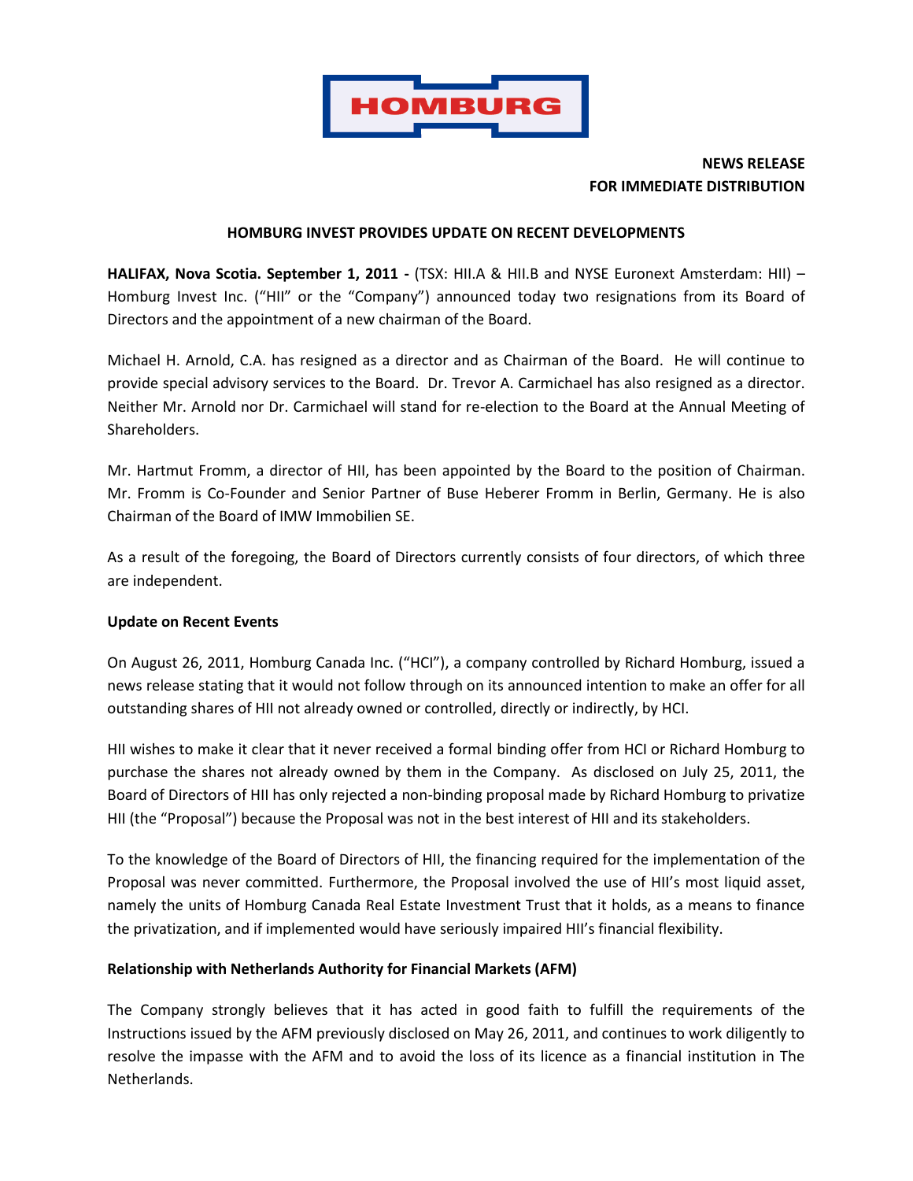HOMBURG

**NEWS RELEASE**
**FOR IMMEDIATE DISTRIBUTION**

## HOMBURG INVEST PROVIDES UPDATE ON RECENT DEVELOPMENTS

**HALIFAX, Nova Scotia. September 1, 2011 -** (TSX: HII.A & HII.B and NYSE Euronext Amsterdam: HII) – Homburg Invest Inc. ("HII" or the "Company") announced today two resignations from its Board of Directors and the appointment of a new chairman of the Board.

Michael H. Arnold, C.A. has resigned as a director and as Chairman of the Board. He will continue to provide special advisory services to the Board. Dr. Trevor A. Carmichael has also resigned as a director. Neither Mr. Arnold nor Dr. Carmichael will stand for re-election to the Board at the Annual Meeting of Shareholders.

Mr. Hartmut Fromm, a director of HII, has been appointed by the Board to the position of Chairman. Mr. Fromm is Co-Founder and Senior Partner of Buse Heberer Fromm in Berlin, Germany. He is also Chairman of the Board of IMW Immobilien SE.

As a result of the foregoing, the Board of Directors currently consists of four directors, of which three are independent.

### Update on Recent Events

On August 26, 2011, Homburg Canada Inc. ("HCI"), a company controlled by Richard Homburg, issued a news release stating that it would not follow through on its announced intention to make an offer for all outstanding shares of HII not already owned or controlled, directly or indirectly, by HCI.

HII wishes to make it clear that it never received a formal binding offer from HCI or Richard Homburg to purchase the shares not already owned by them in the Company. As disclosed on July 25, 2011, the Board of Directors of HII has only rejected a non-binding proposal made by Richard Homburg to privatize HII (the "Proposal") because the Proposal was not in the best interest of HII and its stakeholders.

To the knowledge of the Board of Directors of HII, the financing required for the implementation of the Proposal was never committed. Furthermore, the Proposal involved the use of HII's most liquid asset, namely the units of Homburg Canada Real Estate Investment Trust that it holds, as a means to finance the privatization, and if implemented would have seriously impaired HII's financial flexibility.

### Relationship with Netherlands Authority for Financial Markets (AFM)

The Company strongly believes that it has acted in good faith to fulfill the requirements of the Instructions issued by the AFM previously disclosed on May 26, 2011, and continues to work diligently to resolve the impasse with the AFM and to avoid the loss of its licence as a financial institution in The Netherlands.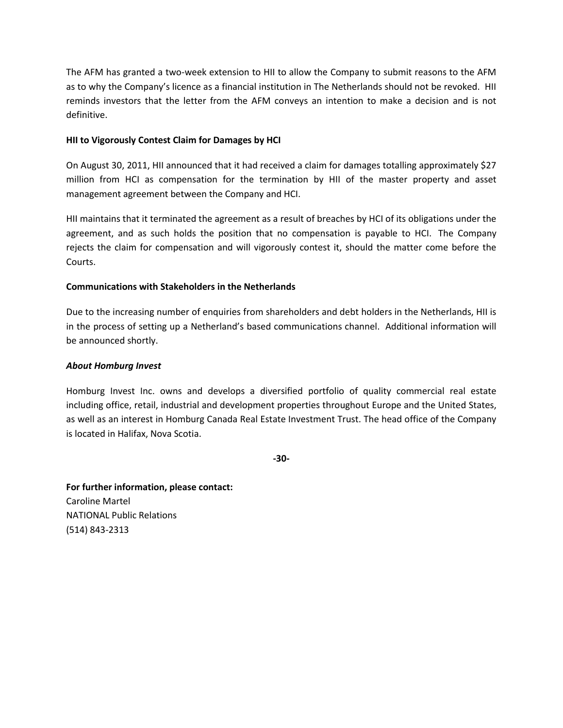The AFM has granted a two-week extension to HII to allow the Company to submit reasons to the AFM as to why the Company's licence as a financial institution in The Netherlands should not be revoked. HII reminds investors that the letter from the AFM conveys an intention to make a decision and is not definitive.

**HII to Vigorously Contest Claim for Damages by HCI**

On August 30, 2011, HII announced that it had received a claim for damages totalling approximately $27 million from HCI as compensation for the termination by HII of the master property and asset management agreement between the Company and HCI.

HII maintains that it terminated the agreement as a result of breaches by HCI of its obligations under the agreement, and as such holds the position that no compensation is payable to HCI. The Company rejects the claim for compensation and will vigorously contest it, should the matter come before the Courts.

**Communications with Stakeholders in the Netherlands**

Due to the increasing number of enquiries from shareholders and debt holders in the Netherlands, HII is in the process of setting up a Netherland's based communications channel. Additional information will be announced shortly.

***About Homburg Invest***

Homburg Invest Inc. owns and develops a diversified portfolio of quality commercial real estate including office, retail, industrial and development properties throughout Europe and the United States, as well as an interest in Homburg Canada Real Estate Investment Trust. The head office of the Company is located in Halifax, Nova Scotia.

**-30-**

**For further information, please contact:**
Caroline Martel
NATIONAL Public Relations
(514) 843-2313